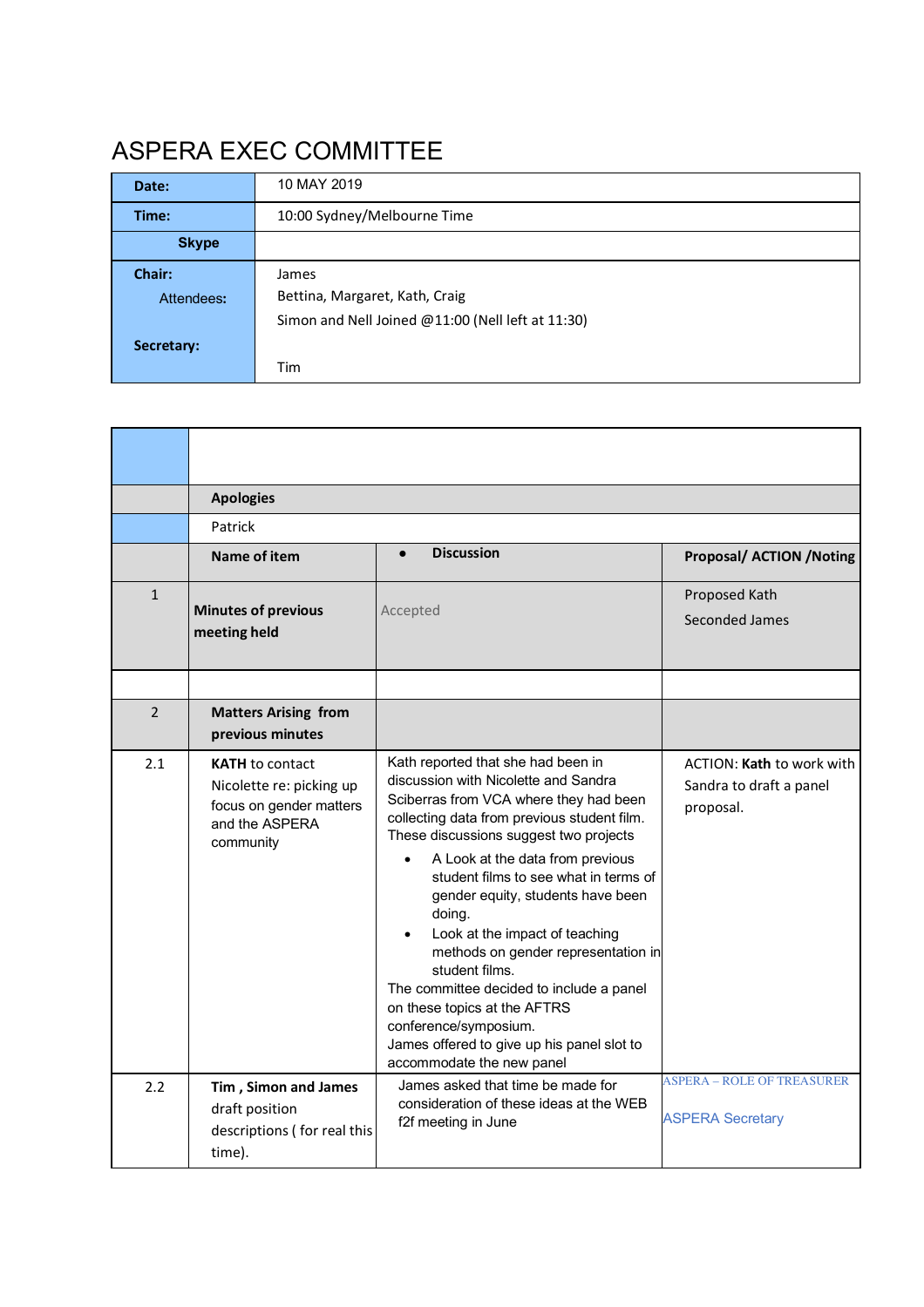# ASPERA EXEC COMMITTEE

| **Date:** | 10 MAY 2019 |
|---|---|
| **Time:** | 10:00 Sydney/Melbourne Time |
| **Skype** | |
| **Chair:**<br>Attendees:<br><br>**Secretary:** | James<br>Bettina, Margaret, Kath, Craig<br>Simon and Nell Joined @11:00 (Nell left at 11:30)<br><br>Tim |

| | | | |
|---|---|---|---|
| | **Apologies** | | |
| | Patrick | | |
| | **Name of item** | • **Discussion** | **Proposal/ ACTION /Noting** |
| 1 | **Minutes of previous meeting held** | Accepted | Proposed Kath<br>Seconded James |
| | | | |
| 2 | **Matters Arising from previous minutes** | | |
| 2.1 | **KATH** to contact Nicolette re: picking up focus on gender matters and the ASPERA community | Kath reported that she had been in discussion with Nicolette and Sandra Sciberras from VCA where they had been collecting data from previous student film. These discussions suggest two projects<br>• A Look at the data from previous student films to see what in terms of gender equity, students have been doing.<br>• Look at the impact of teaching methods on gender representation in student films.<br>The committee decided to include a panel on these topics at the AFTRS conference/symposium.<br>James offered to give up his panel slot to accommodate the new panel | ACTION: **Kath** to work with Sandra to draft a panel proposal. |
| 2.2 | **Tim , Simon and James** draft position descriptions ( for real this time). | James asked that time be made for consideration of these ideas at the WEB f2f meeting in June | ASPERA – ROLE OF TREASURER<br><br>ASPERA Secretary |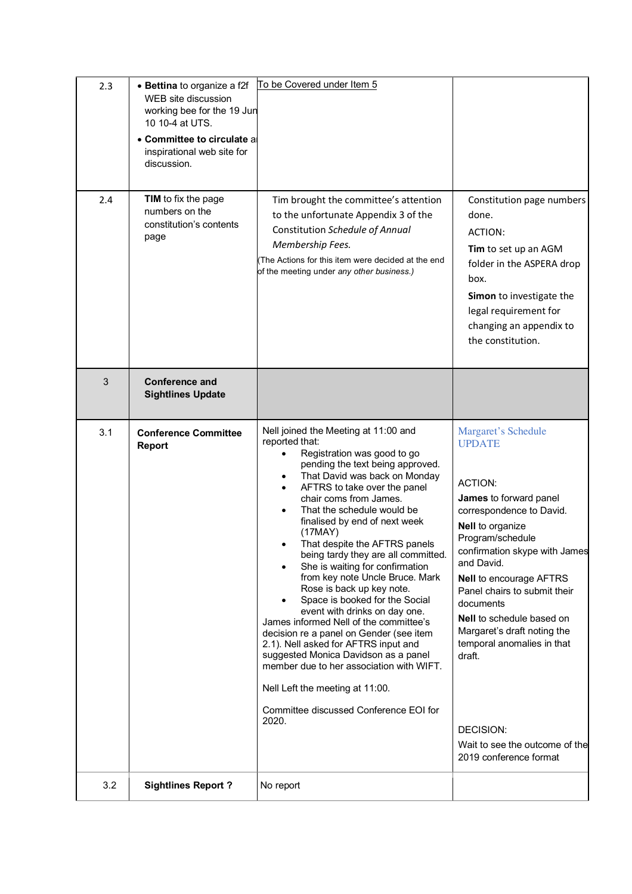| | | | |
|---|---|---|---|
| 2.3 | • **Bettina** to organize a f2f WEB site discussion working bee for the 19 Jun 10 10-4 at UTS.<br>• **Committee to circulate** a inspirational web site for discussion. | To be Covered under Item 5 | |
| 2.4 | **TIM** to fix the page numbers on the constitution's contents page | Tim brought the committee's attention to the unfortunate Appendix 3 of the Constitution *Schedule of Annual Membership Fees.*<br>(The Actions for this item were decided at the end of the meeting under *any other business.*) | Constitution page numbers done.<br>ACTION:<br>**Tim** to set up an AGM folder in the ASPERA drop box.<br>**Simon** to investigate the legal requirement for changing an appendix to the constitution. |
| 3 | **Conference and Sightlines Update** | | |
| 3.1 | **Conference Committee Report** | Nell joined the Meeting at 11:00 and reported that:<br>• Registration was good to go pending the text being approved.<br>• That David was back on Monday<br>• AFTRS to take over the panel chair coms from James.<br>• That the schedule would be finalised by end of next week (17MAY)<br>• That despite the AFTRS panels being tardy they are all committed.<br>• She is waiting for confirmation from key note Uncle Bruce. Mark Rose is back up key note.<br>• Space is booked for the Social event with drinks on day one.<br>James informed Nell of the committee's decision re a panel on Gender (see item 2.1). Nell asked for AFTRS input and suggested Monica Davidson as a panel member due to her association with WIFT.<br><br>Nell Left the meeting at 11:00.<br><br>Committee discussed Conference EOI for 2020. | Margaret's Schedule UPDATE<br><br>ACTION:<br>**James** to forward panel correspondence to David.<br>**Nell** to organize Program/schedule confirmation skype with James and David.<br>**Nell** to encourage AFTRS Panel chairs to submit their documents<br>**Nell** to schedule based on Margaret's draft noting the temporal anomalies in that draft.<br><br>DECISION:<br>Wait to see the outcome of the 2019 conference format |
| 3.2 | **Sightlines Report ?** | No report | |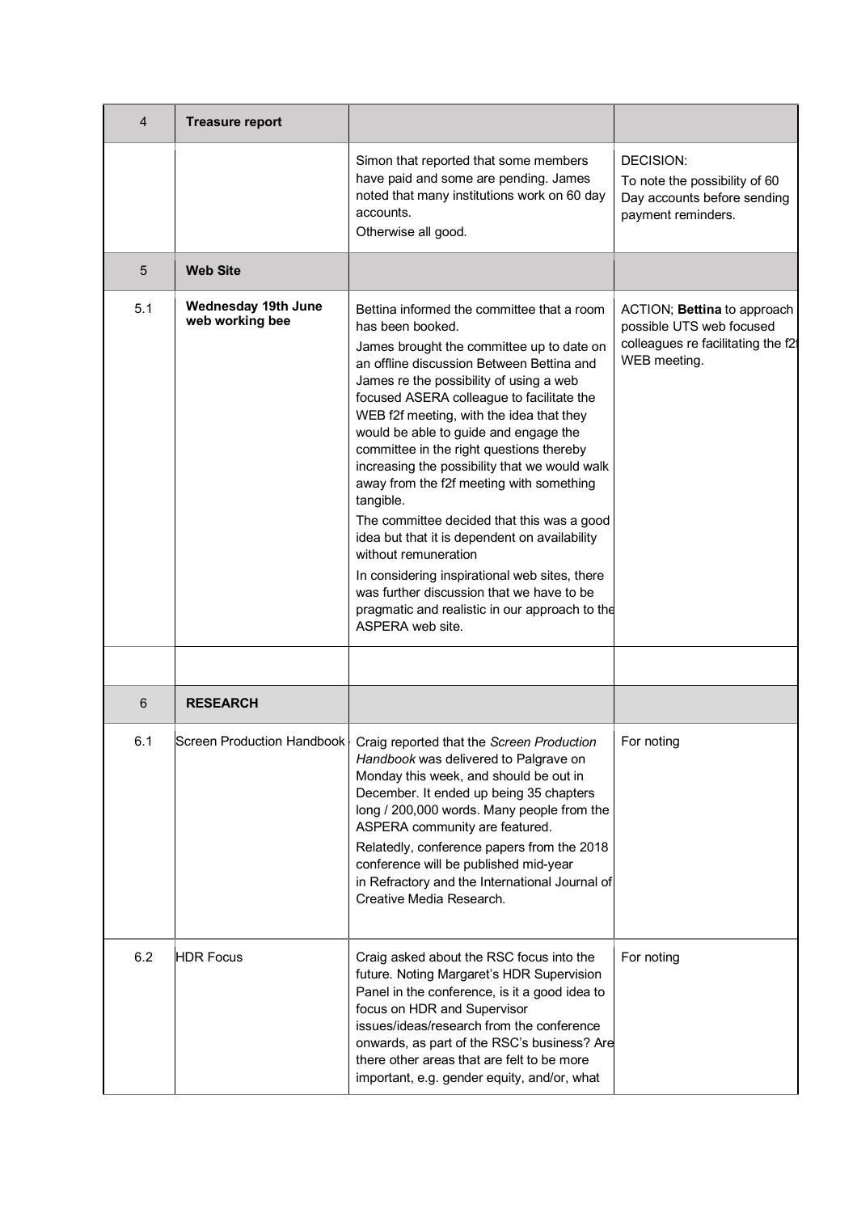| 4 | **Treasure report** | | |
|---|---|---|---|
| | | Simon that reported that some members have paid and some are pending. James noted that many institutions work on 60 day accounts.<br>Otherwise all good. | DECISION:<br>To note the possibility of 60 Day accounts before sending payment reminders. |
| 5 | **Web Site** | | |
| 5.1 | **Wednesday 19th June web working bee** | Bettina informed the committee that a room has been booked.<br>James brought the committee up to date on an offline discussion Between Bettina and James re the possibility of using a web focused ASERA colleague to facilitate the WEB f2f meeting, with the idea that they would be able to guide and engage the committee in the right questions thereby increasing the possibility that we would walk away from the f2f meeting with something tangible.<br>The committee decided that this was a good idea but that it is dependent on availability without remuneration<br>In considering inspirational web sites, there was further discussion that we have to be pragmatic and realistic in our approach to the ASPERA web site. | ACTION; **Bettina** to approach possible UTS web focused colleagues re facilitating the f2f WEB meeting. |
| | | | |
| 6 | **RESEARCH** | | |
| 6.1 | Screen Production Handbook | Craig reported that the *Screen Production Handbook* was delivered to Palgrave on Monday this week, and should be out in December. It ended up being 35 chapters long / 200,000 words. Many people from the ASPERA community are featured.<br>Relatedly, conference papers from the 2018 conference will be published mid-year in Refractory and the International Journal of Creative Media Research. | For noting |
| 6.2 | HDR Focus | Craig asked about the RSC focus into the future. Noting Margaret's HDR Supervision Panel in the conference, is it a good idea to focus on HDR and Supervisor issues/ideas/research from the conference onwards, as part of the RSC's business? Are there other areas that are felt to be more important, e.g. gender equity, and/or, what | For noting |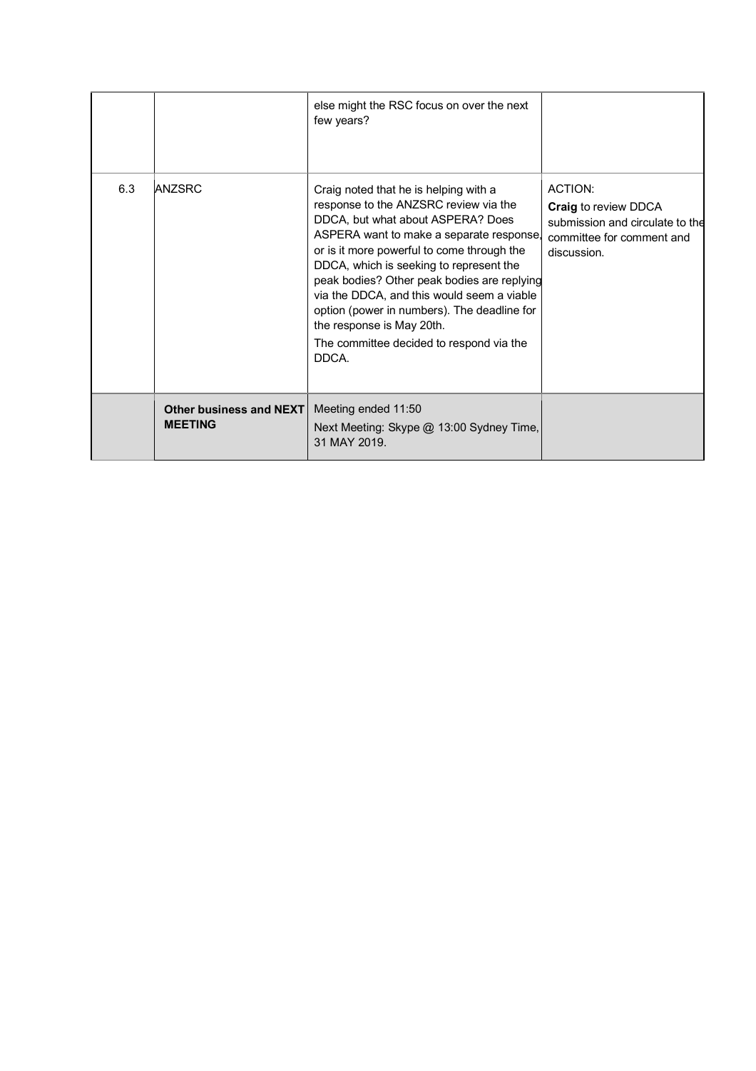|  |  |  |  |
|---|---|---|---|
|  |  | else might the RSC focus on over the next few years? |  |
| 6.3 | ANZSRC | Craig noted that he is helping with a response to the ANZSRC review via the DDCA, but what about ASPERA? Does ASPERA want to make a separate response, or is it more powerful to come through the DDCA, which is seeking to represent the peak bodies? Other peak bodies are replying via the DDCA, and this would seem a viable option (power in numbers). The deadline for the response is May 20th.<br>The committee decided to respond via the DDCA. | ACTION:<br>**Craig** to review DDCA submission and circulate to the committee for comment and discussion. |
|  | **Other business and NEXT MEETING** | Meeting ended 11:50<br>Next Meeting: Skype @ 13:00 Sydney Time, 31 MAY 2019. |  |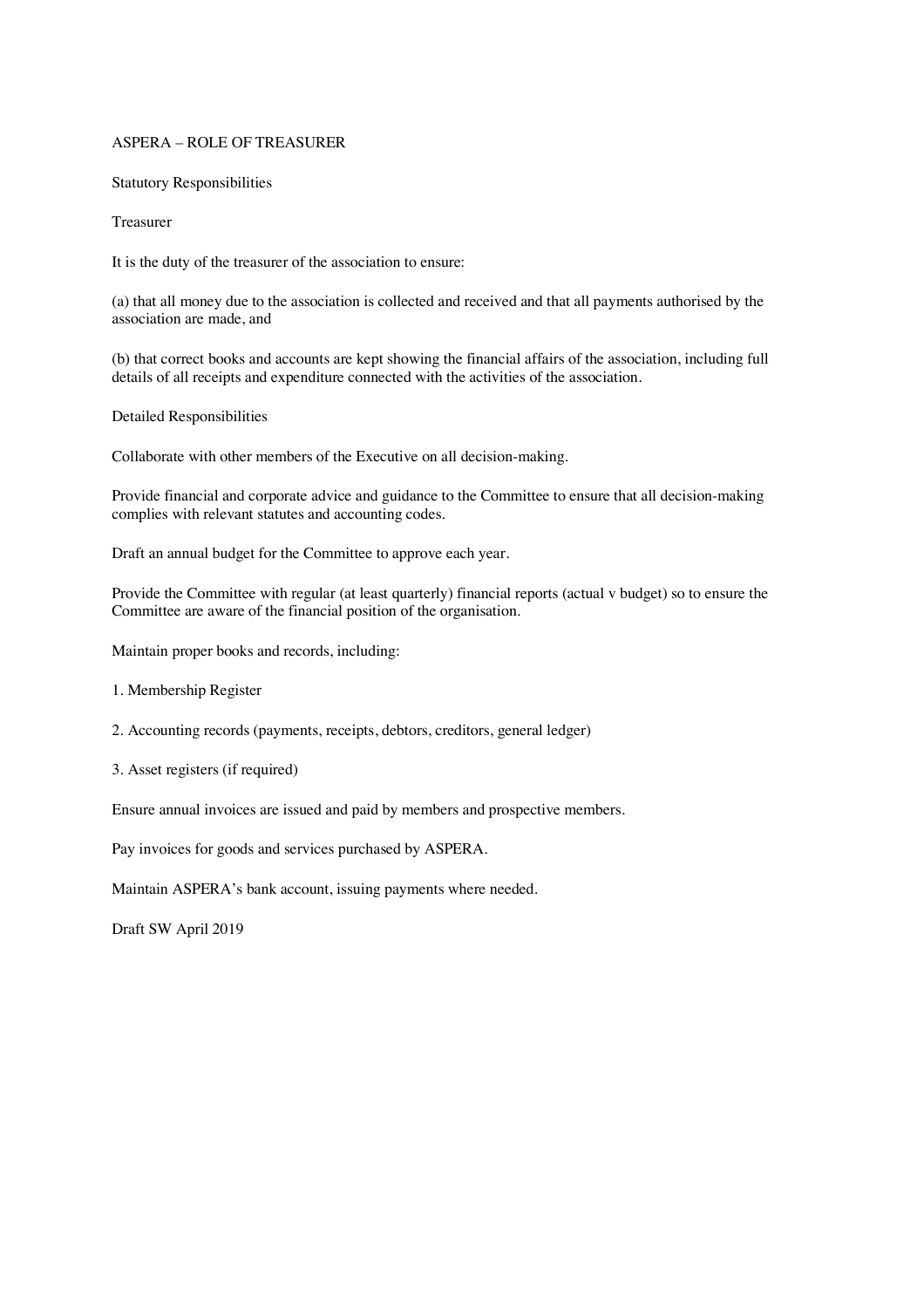# ASPERA – ROLE OF TREASURER

## Statutory Responsibilities

### Treasurer

It is the duty of the treasurer of the association to ensure:

(a) that all money due to the association is collected and received and that all payments authorised by the association are made, and

(b) that correct books and accounts are kept showing the financial affairs of the association, including full details of all receipts and expenditure connected with the activities of the association.

## Detailed Responsibilities

Collaborate with other members of the Executive on all decision-making.

Provide financial and corporate advice and guidance to the Committee to ensure that all decision-making complies with relevant statutes and accounting codes.

Draft an annual budget for the Committee to approve each year.

Provide the Committee with regular (at least quarterly) financial reports (actual v budget) so to ensure the Committee are aware of the financial position of the organisation.

Maintain proper books and records, including:

1. Membership Register
2. Accounting records (payments, receipts, debtors, creditors, general ledger)
3. Asset registers (if required)

Ensure annual invoices are issued and paid by members and prospective members.

Pay invoices for goods and services purchased by ASPERA.

Maintain ASPERA's bank account, issuing payments where needed.

Draft SW April 2019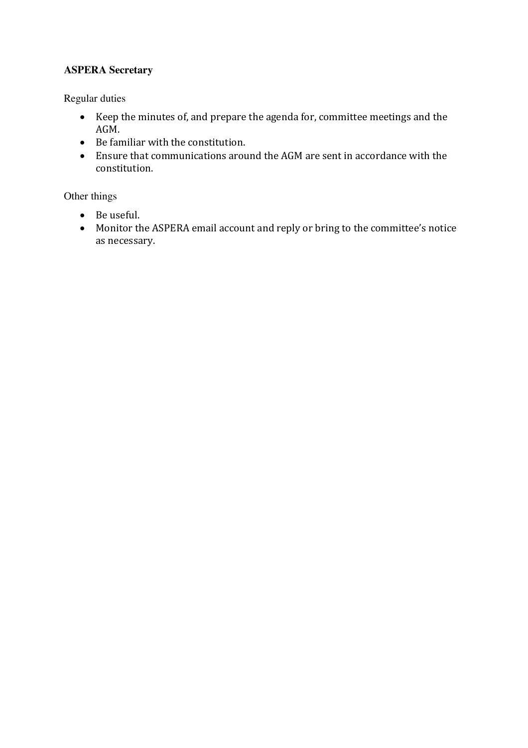**ASPERA Secretary**

Regular duties

- Keep the minutes of, and prepare the agenda for, committee meetings and the AGM.
- Be familiar with the constitution.
- Ensure that communications around the AGM are sent in accordance with the constitution.

Other things

- Be useful.
- Monitor the ASPERA email account and reply or bring to the committee's notice as necessary.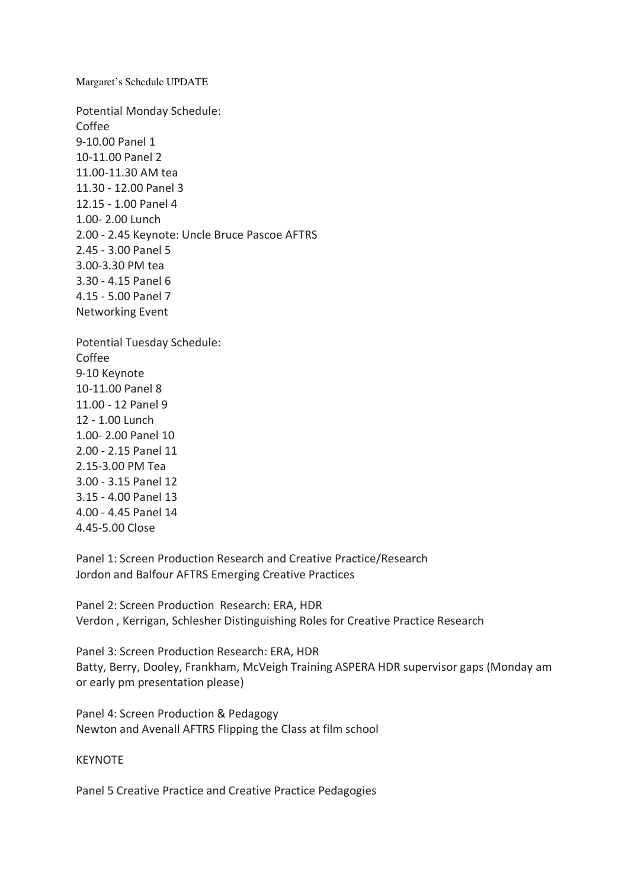Margaret's Schedule UPDATE

Potential Monday Schedule:
Coffee
9-10.00 Panel 1
10-11.00 Panel 2
11.00-11.30 AM tea
11.30 - 12.00 Panel 3
12.15 - 1.00 Panel 4
1.00- 2.00 Lunch
2.00 - 2.45 Keynote: Uncle Bruce Pascoe AFTRS
2.45 - 3.00 Panel 5
3.00-3.30 PM tea
3.30 - 4.15 Panel 6
4.15 - 5.00 Panel 7
Networking Event

Potential Tuesday Schedule:
Coffee
9-10 Keynote
10-11.00 Panel 8
11.00 - 12 Panel 9
12 - 1.00 Lunch
1.00- 2.00 Panel 10
2.00 - 2.15 Panel 11
2.15-3.00 PM Tea
3.00 - 3.15 Panel 12
3.15 - 4.00 Panel 13
4.00 - 4.45 Panel 14
4.45-5.00 Close

Panel 1: Screen Production Research and Creative Practice/Research
Jordon and Balfour AFTRS Emerging Creative Practices

Panel 2: Screen Production Research: ERA, HDR
Verdon , Kerrigan, Schlesher Distinguishing Roles for Creative Practice Research

Panel 3: Screen Production Research: ERA, HDR
Batty, Berry, Dooley, Frankham, McVeigh Training ASPERA HDR supervisor gaps (Monday am or early pm presentation please)

Panel 4: Screen Production & Pedagogy
Newton and Avenall AFTRS Flipping the Class at film school

KEYNOTE

Panel 5 Creative Practice and Creative Practice Pedagogies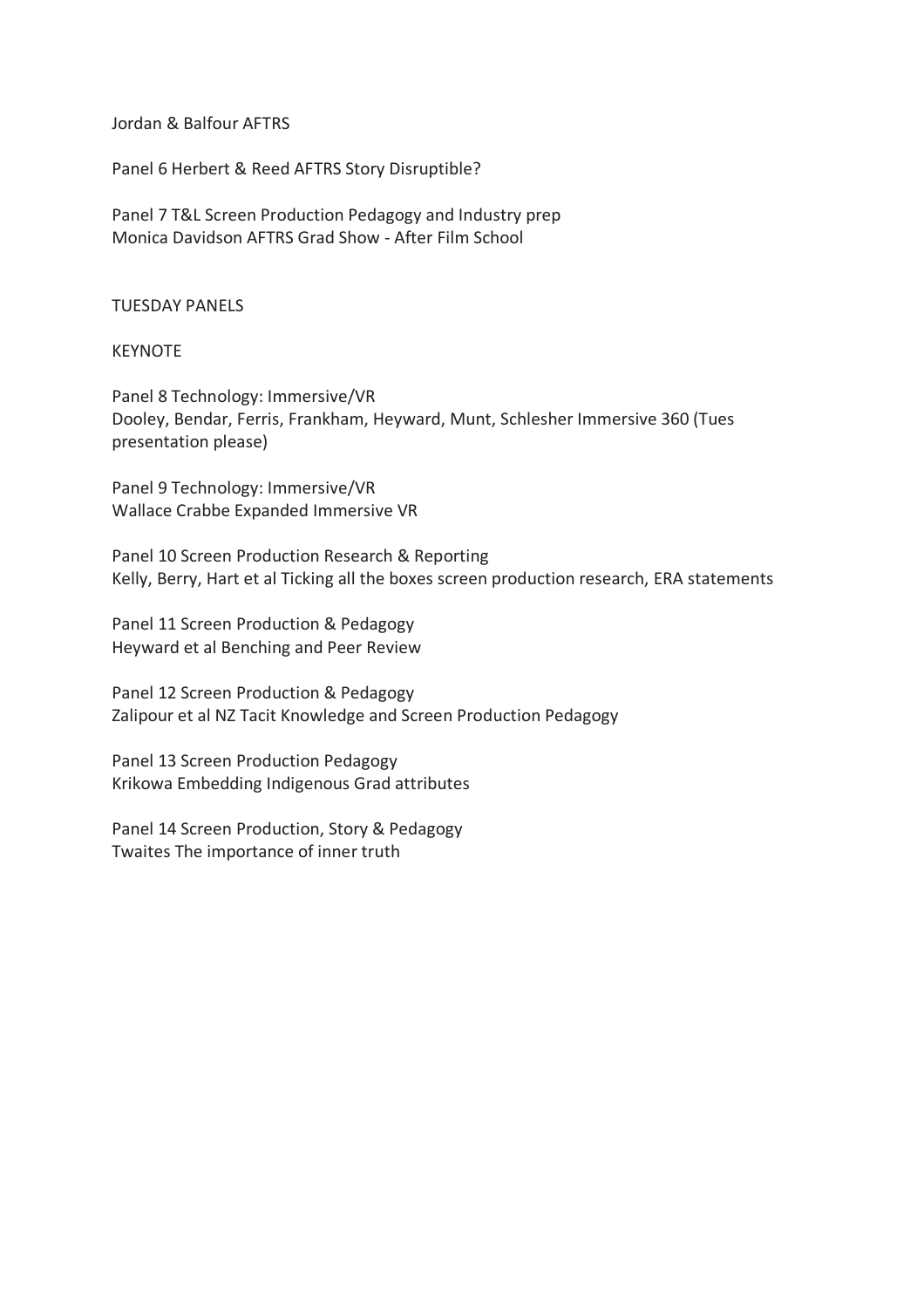Jordan & Balfour AFTRS

Panel 6 Herbert & Reed AFTRS Story Disruptible?

Panel 7 T&L Screen Production Pedagogy and Industry prep
Monica Davidson AFTRS Grad Show - After Film School

TUESDAY PANELS

KEYNOTE

Panel 8 Technology: Immersive/VR
Dooley, Bendar, Ferris, Frankham, Heyward, Munt, Schlesher Immersive 360 (Tues presentation please)

Panel 9 Technology: Immersive/VR
Wallace Crabbe Expanded Immersive VR

Panel 10 Screen Production Research & Reporting
Kelly, Berry, Hart et al Ticking all the boxes screen production research, ERA statements

Panel 11 Screen Production & Pedagogy
Heyward et al Benching and Peer Review

Panel 12 Screen Production & Pedagogy
Zalipour et al NZ Tacit Knowledge and Screen Production Pedagogy

Panel 13 Screen Production Pedagogy
Krikowa Embedding Indigenous Grad attributes

Panel 14 Screen Production, Story & Pedagogy
Twaites The importance of inner truth